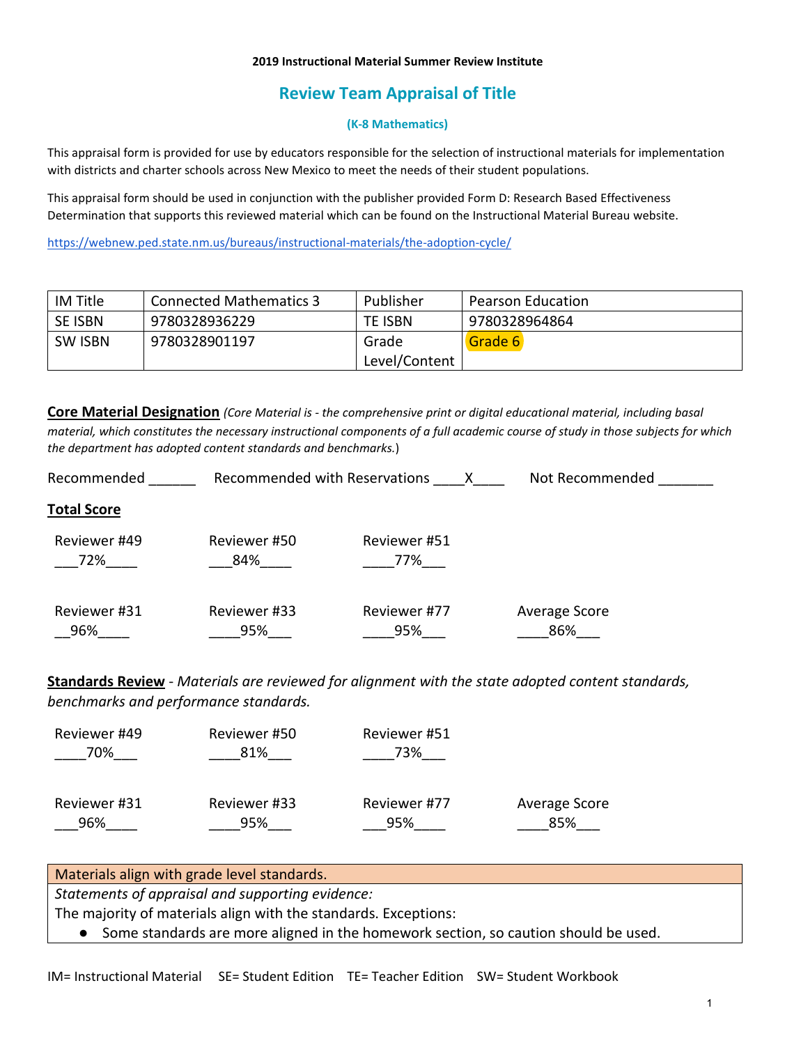**2019 Instructional Material Summer Review Institute**

# Review Team Appraisal of Title

**(K-8 Mathematics)**

This appraisal form is provided for use by educators responsible for the selection of instructional materials for implementation with districts and charter schools across New Mexico to meet the needs of their student populations.

This appraisal form should be used in conjunction with the publisher provided Form D: Research Based Effectiveness Determination that supports this reviewed material which can be found on the Instructional Material Bureau website.

https://webnew.ped.state.nm.us/bureaus/instructional-materials/the-adoption-cycle/

| IM Title | Connected Mathematics 3 | Publisher | Pearson Education |
|---|---|---|---|
| SE ISBN | 9780328936229 | TE ISBN | 9780328964864 |
| SW ISBN | 9780328901197 | Grade Level/Content | Grade 6 |

**Core Material Designation** *(Core Material is - the comprehensive print or digital educational material, including basal material, which constitutes the necessary instructional components of a full academic course of study in those subjects for which the department has adopted content standards and benchmarks.)*

Recommended ______ Recommended with Reservations ____X____ Not Recommended _______

**Total Score**

| Reviewer #49 | Reviewer #50 | Reviewer #51 | |
|---|---|---|---|
| 72% | 84% | 77% | |
| **Reviewer #31** | **Reviewer #33** | **Reviewer #77** | **Average Score** |
| 96% | 95% | 95% | 86% |

**Standards Review** - *Materials are reviewed for alignment with the state adopted content standards, benchmarks and performance standards.*

| Reviewer #49 | Reviewer #50 | Reviewer #51 | |
|---|---|---|---|
| 70% | 81% | 73% | |
| **Reviewer #31** | **Reviewer #33** | **Reviewer #77** | **Average Score** |
| 96% | 95% | 95% | 85% |

| Materials align with grade level standards. |
|---|
| *Statements of appraisal and supporting evidence:* <br> The majority of materials align with the standards. Exceptions: <br> ● Some standards are more aligned in the homework section, so caution should be used. |

IM= Instructional Material SE= Student Edition TE= Teacher Edition SW= Student Workbook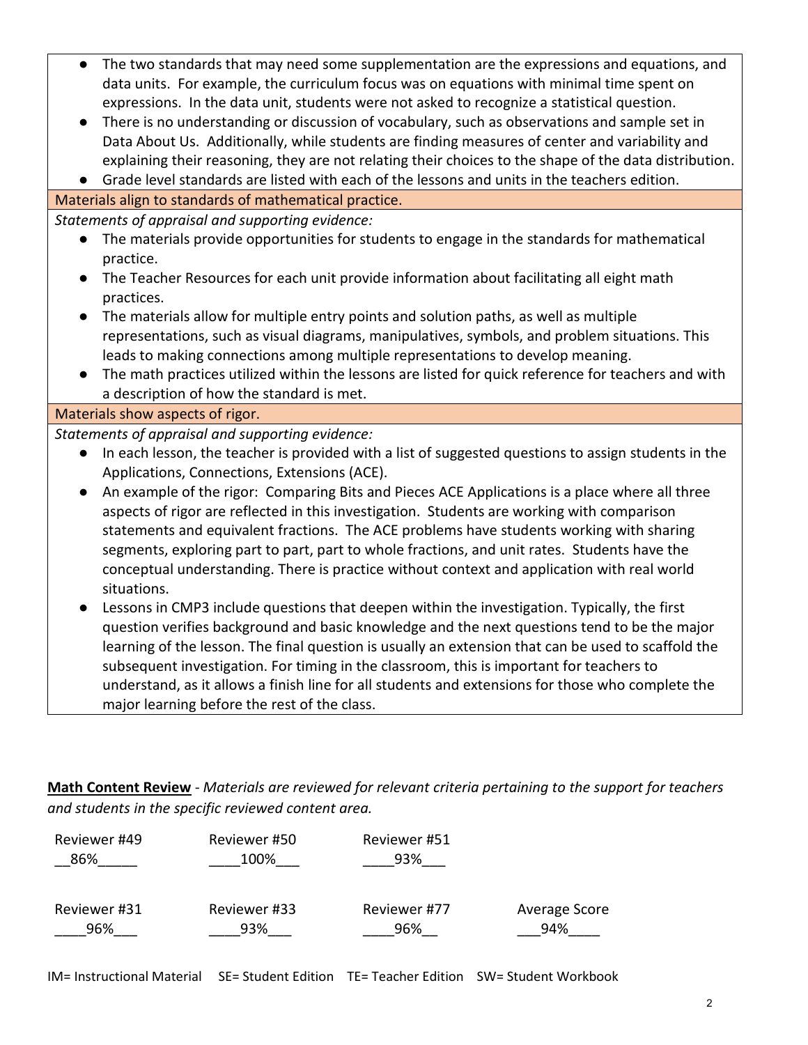- The two standards that may need some supplementation are the expressions and equations, and data units. For example, the curriculum focus was on equations with minimal time spent on expressions. In the data unit, students were not asked to recognize a statistical question.
- There is no understanding or discussion of vocabulary, such as observations and sample set in Data About Us. Additionally, while students are finding measures of center and variability and explaining their reasoning, they are not relating their choices to the shape of the data distribution.
- Grade level standards are listed with each of the lessons and units in the teachers edition.

**Materials align to standards of mathematical practice.**

*Statements of appraisal and supporting evidence:*

- The materials provide opportunities for students to engage in the standards for mathematical practice.
- The Teacher Resources for each unit provide information about facilitating all eight math practices.
- The materials allow for multiple entry points and solution paths, as well as multiple representations, such as visual diagrams, manipulatives, symbols, and problem situations. This leads to making connections among multiple representations to develop meaning.
- The math practices utilized within the lessons are listed for quick reference for teachers and with a description of how the standard is met.

**Materials show aspects of rigor.**

*Statements of appraisal and supporting evidence:*

- In each lesson, the teacher is provided with a list of suggested questions to assign students in the Applications, Connections, Extensions (ACE).
- An example of the rigor: Comparing Bits and Pieces ACE Applications is a place where all three aspects of rigor are reflected in this investigation. Students are working with comparison statements and equivalent fractions. The ACE problems have students working with sharing segments, exploring part to part, part to whole fractions, and unit rates. Students have the conceptual understanding. There is practice without context and application with real world situations.
- Lessons in CMP3 include questions that deepen within the investigation. Typically, the first question verifies background and basic knowledge and the next questions tend to be the major learning of the lesson. The final question is usually an extension that can be used to scaffold the subsequent investigation. For timing in the classroom, this is important for teachers to understand, as it allows a finish line for all students and extensions for those who complete the major learning before the rest of the class.

**<u>Math Content Review</u>** - *Materials are reviewed for relevant criteria pertaining to the support for teachers and students in the specific reviewed content area.*

| Reviewer #49 | Reviewer #50 | Reviewer #51 | |
|---|---|---|---|
| 86% | 100% | 93% | |
| **Reviewer #31** | **Reviewer #33** | **Reviewer #77** | **Average Score** |
| 96% | 93% | 96% | 94% |

IM= Instructional Material SE= Student Edition TE= Teacher Edition SW= Student Workbook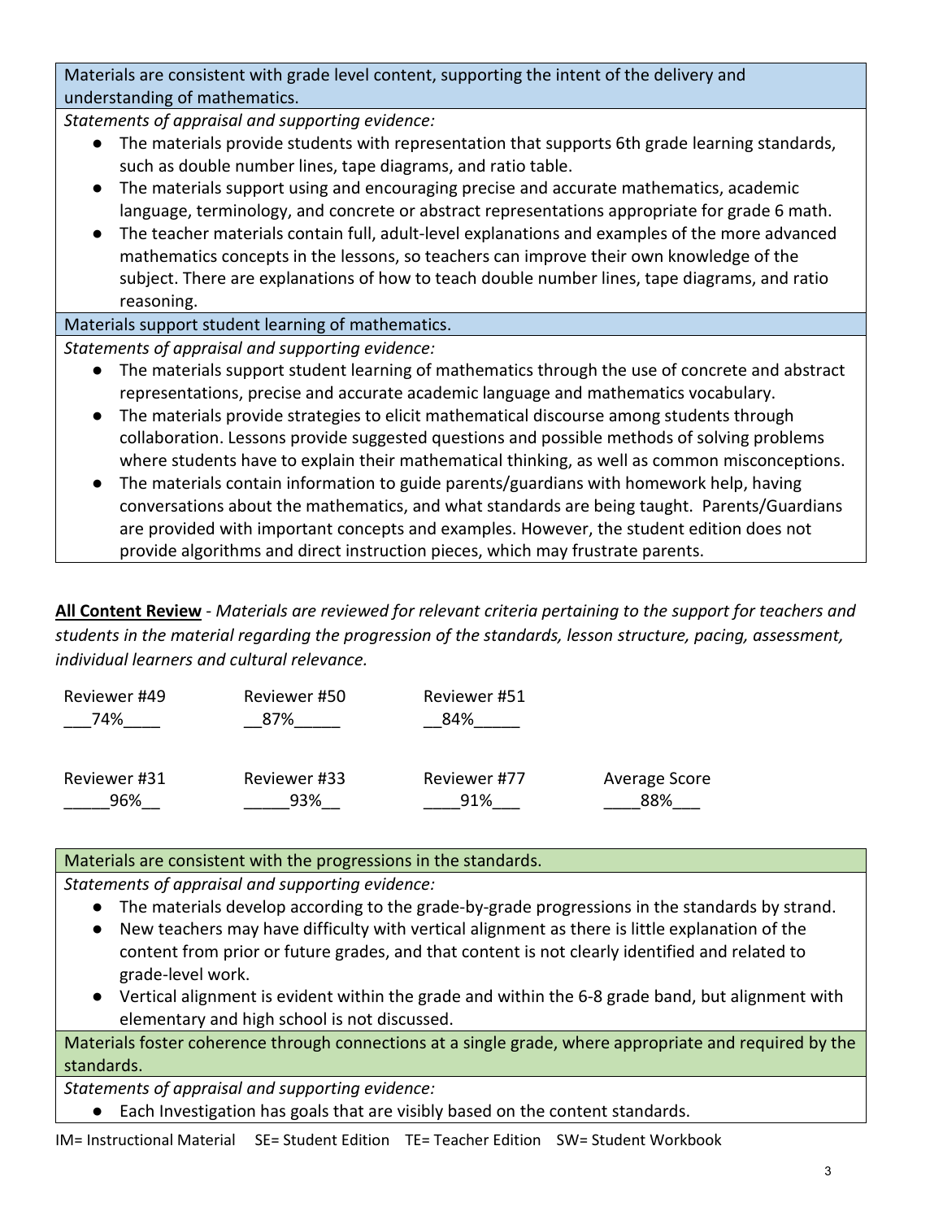| Materials are consistent with grade level content, supporting the intent of the delivery and understanding of mathematics. |
| --- |
| *Statements of appraisal and supporting evidence:*<br>● The materials provide students with representation that supports 6th grade learning standards, such as double number lines, tape diagrams, and ratio table.<br>● The materials support using and encouraging precise and accurate mathematics, academic language, terminology, and concrete or abstract representations appropriate for grade 6 math.<br>● The teacher materials contain full, adult-level explanations and examples of the more advanced mathematics concepts in the lessons, so teachers can improve their own knowledge of the subject. There are explanations of how to teach double number lines, tape diagrams, and ratio reasoning. |
| Materials support student learning of mathematics. |
| *Statements of appraisal and supporting evidence:*<br>● The materials support student learning of mathematics through the use of concrete and abstract representations, precise and accurate academic language and mathematics vocabulary.<br>● The materials provide strategies to elicit mathematical discourse among students through collaboration. Lessons provide suggested questions and possible methods of solving problems where students have to explain their mathematical thinking, as well as common misconceptions.<br>● The materials contain information to guide parents/guardians with homework help, having conversations about the mathematics, and what standards are being taught. Parents/Guardians are provided with important concepts and examples. However, the student edition does not provide algorithms and direct instruction pieces, which may frustrate parents. |

**All Content Review** - *Materials are reviewed for relevant criteria pertaining to the support for teachers and students in the material regarding the progression of the standards, lesson structure, pacing, assessment, individual learners and cultural relevance.*

| Reviewer #49 | Reviewer #50 | Reviewer #51 | |
| --- | --- | --- | --- |
| 74% | 87% | 84% | |
| **Reviewer #31** | **Reviewer #33** | **Reviewer #77** | **Average Score** |
| 96% | 93% | 91% | 88% |

| Materials are consistent with the progressions in the standards. |
| --- |
| *Statements of appraisal and supporting evidence:*<br>● The materials develop according to the grade-by-grade progressions in the standards by strand.<br>● New teachers may have difficulty with vertical alignment as there is little explanation of the content from prior or future grades, and that content is not clearly identified and related to grade-level work.<br>● Vertical alignment is evident within the grade and within the 6-8 grade band, but alignment with elementary and high school is not discussed. |
| Materials foster coherence through connections at a single grade, where appropriate and required by the standards. |
| *Statements of appraisal and supporting evidence:*<br>● Each Investigation has goals that are visibly based on the content standards. |

IM= Instructional Material SE= Student Edition TE= Teacher Edition SW= Student Workbook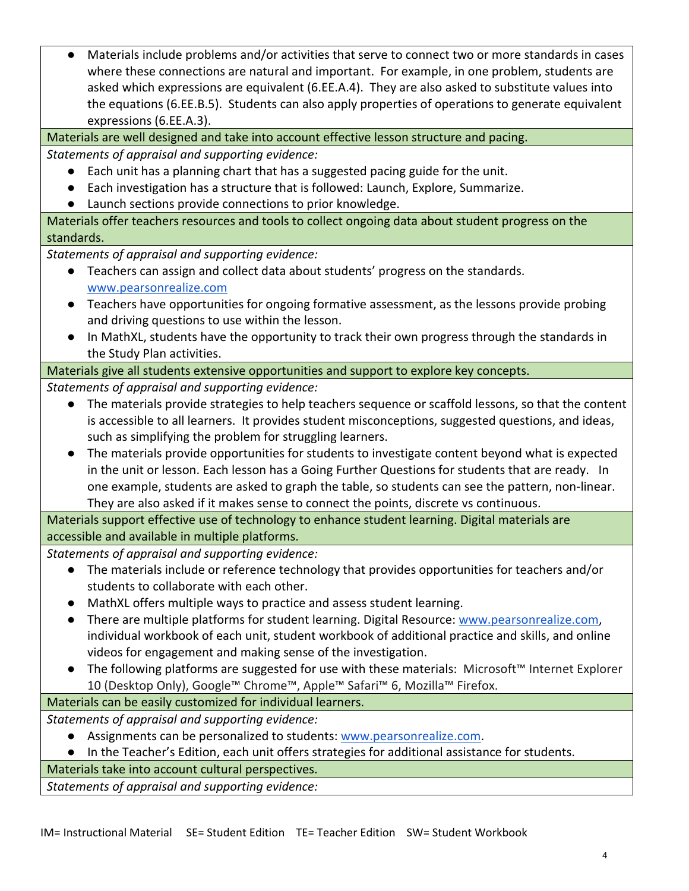- Materials include problems and/or activities that serve to connect two or more standards in cases where these connections are natural and important. For example, in one problem, students are asked which expressions are equivalent (6.EE.A.4). They are also asked to substitute values into the equations (6.EE.B.5). Students can also apply properties of operations to generate equivalent expressions (6.EE.A.3).

**Materials are well designed and take into account effective lesson structure and pacing.**

*Statements of appraisal and supporting evidence:*

- Each unit has a planning chart that has a suggested pacing guide for the unit.
- Each investigation has a structure that is followed: Launch, Explore, Summarize.
- Launch sections provide connections to prior knowledge.

**Materials offer teachers resources and tools to collect ongoing data about student progress on the standards.**

*Statements of appraisal and supporting evidence:*

- Teachers can assign and collect data about students' progress on the standards. www.pearsonrealize.com
- Teachers have opportunities for ongoing formative assessment, as the lessons provide probing and driving questions to use within the lesson.
- In MathXL, students have the opportunity to track their own progress through the standards in the Study Plan activities.

**Materials give all students extensive opportunities and support to explore key concepts.**

*Statements of appraisal and supporting evidence:*

- The materials provide strategies to help teachers sequence or scaffold lessons, so that the content is accessible to all learners. It provides student misconceptions, suggested questions, and ideas, such as simplifying the problem for struggling learners.
- The materials provide opportunities for students to investigate content beyond what is expected in the unit or lesson. Each lesson has a Going Further Questions for students that are ready. In one example, students are asked to graph the table, so students can see the pattern, non-linear. They are also asked if it makes sense to connect the points, discrete vs continuous.

**Materials support effective use of technology to enhance student learning. Digital materials are accessible and available in multiple platforms.**

*Statements of appraisal and supporting evidence:*

- The materials include or reference technology that provides opportunities for teachers and/or students to collaborate with each other.
- MathXL offers multiple ways to practice and assess student learning.
- There are multiple platforms for student learning. Digital Resource: www.pearsonrealize.com, individual workbook of each unit, student workbook of additional practice and skills, and online videos for engagement and making sense of the investigation.
- The following platforms are suggested for use with these materials: Microsoft™ Internet Explorer 10 (Desktop Only), Google™ Chrome™, Apple™ Safari™ 6, Mozilla™ Firefox.

**Materials can be easily customized for individual learners.**

*Statements of appraisal and supporting evidence:*

- Assignments can be personalized to students: www.pearsonrealize.com.
- In the Teacher's Edition, each unit offers strategies for additional assistance for students.

**Materials take into account cultural perspectives.**

*Statements of appraisal and supporting evidence:*

IM= Instructional Material SE= Student Edition TE= Teacher Edition SW= Student Workbook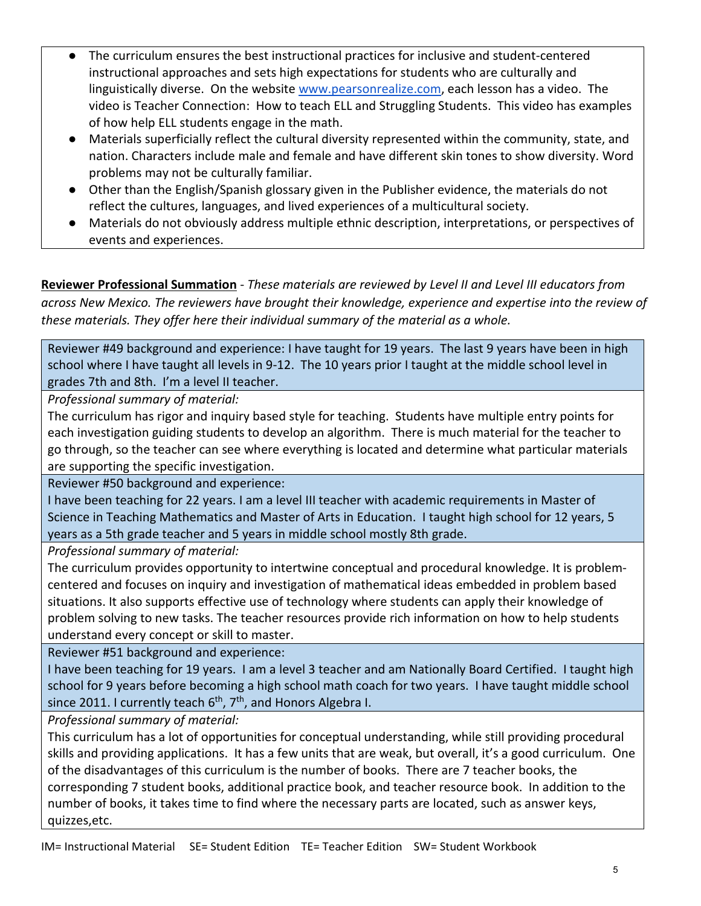- The curriculum ensures the best instructional practices for inclusive and student-centered instructional approaches and sets high expectations for students who are culturally and linguistically diverse. On the website www.pearsonrealize.com, each lesson has a video. The video is Teacher Connection: How to teach ELL and Struggling Students. This video has examples of how help ELL students engage in the math.
- Materials superficially reflect the cultural diversity represented within the community, state, and nation. Characters include male and female and have different skin tones to show diversity. Word problems may not be culturally familiar.
- Other than the English/Spanish glossary given in the Publisher evidence, the materials do not reflect the cultures, languages, and lived experiences of a multicultural society.
- Materials do not obviously address multiple ethnic description, interpretations, or perspectives of events and experiences.

**Reviewer Professional Summation** - *These materials are reviewed by Level II and Level III educators from across New Mexico. The reviewers have brought their knowledge, experience and expertise into the review of these materials. They offer here their individual summary of the material as a whole.*

Reviewer #49 background and experience: I have taught for 19 years. The last 9 years have been in high school where I have taught all levels in 9-12. The 10 years prior I taught at the middle school level in grades 7th and 8th. I'm a level II teacher.

*Professional summary of material:*

The curriculum has rigor and inquiry based style for teaching. Students have multiple entry points for each investigation guiding students to develop an algorithm. There is much material for the teacher to go through, so the teacher can see where everything is located and determine what particular materials are supporting the specific investigation.

Reviewer #50 background and experience:

I have been teaching for 22 years. I am a level III teacher with academic requirements in Master of Science in Teaching Mathematics and Master of Arts in Education. I taught high school for 12 years, 5 years as a 5th grade teacher and 5 years in middle school mostly 8th grade.

*Professional summary of material:*

The curriculum provides opportunity to intertwine conceptual and procedural knowledge. It is problem-centered and focuses on inquiry and investigation of mathematical ideas embedded in problem based situations. It also supports effective use of technology where students can apply their knowledge of problem solving to new tasks. The teacher resources provide rich information on how to help students understand every concept or skill to master.

Reviewer #51 background and experience:

I have been teaching for 19 years. I am a level 3 teacher and am Nationally Board Certified. I taught high school for 9 years before becoming a high school math coach for two years. I have taught middle school since 2011. I currently teach 6th, 7th, and Honors Algebra I.

*Professional summary of material:*

This curriculum has a lot of opportunities for conceptual understanding, while still providing procedural skills and providing applications. It has a few units that are weak, but overall, it's a good curriculum. One of the disadvantages of this curriculum is the number of books. There are 7 teacher books, the corresponding 7 student books, additional practice book, and teacher resource book. In addition to the number of books, it takes time to find where the necessary parts are located, such as answer keys, quizzes,etc.

IM= Instructional Material SE= Student Edition TE= Teacher Edition SW= Student Workbook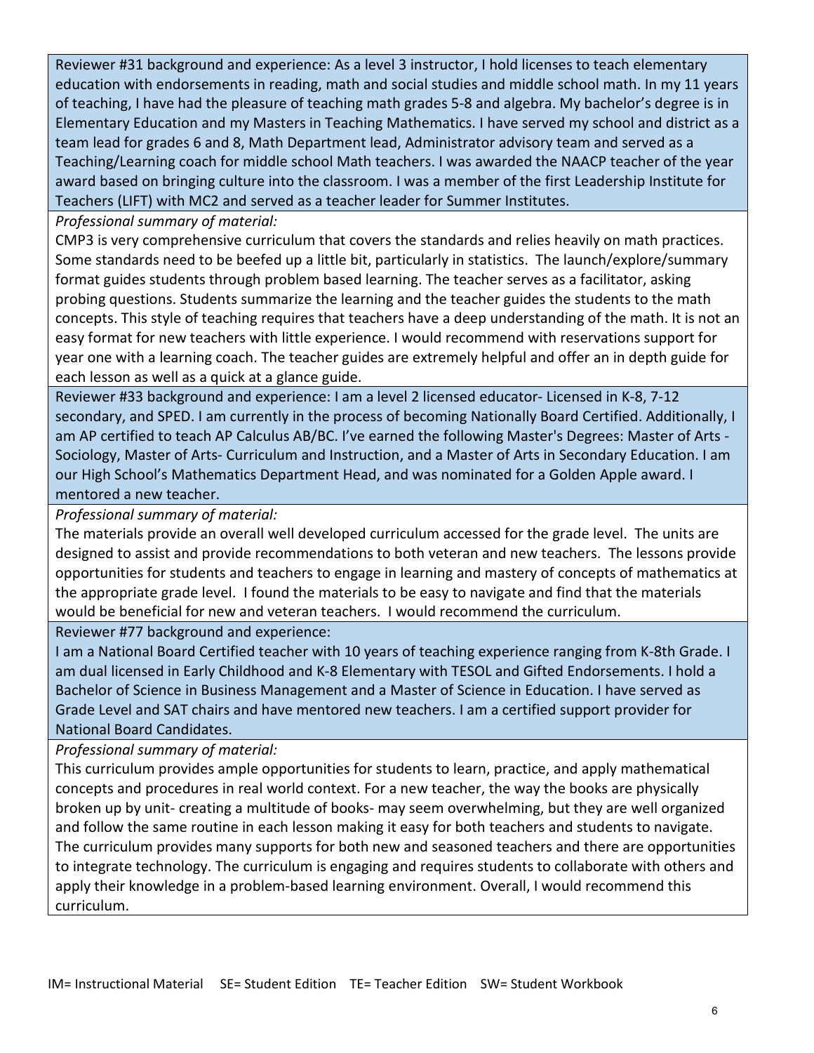Reviewer #31 background and experience: As a level 3 instructor, I hold licenses to teach elementary education with endorsements in reading, math and social studies and middle school math. In my 11 years of teaching, I have had the pleasure of teaching math grades 5-8 and algebra. My bachelor's degree is in Elementary Education and my Masters in Teaching Mathematics. I have served my school and district as a team lead for grades 6 and 8, Math Department lead, Administrator advisory team and served as a Teaching/Learning coach for middle school Math teachers. I was awarded the NAACP teacher of the year award based on bringing culture into the classroom. I was a member of the first Leadership Institute for Teachers (LIFT) with MC2 and served as a teacher leader for Summer Institutes.

*Professional summary of material:*

CMP3 is very comprehensive curriculum that covers the standards and relies heavily on math practices. Some standards need to be beefed up a little bit, particularly in statistics. The launch/explore/summary format guides students through problem based learning. The teacher serves as a facilitator, asking probing questions. Students summarize the learning and the teacher guides the students to the math concepts. This style of teaching requires that teachers have a deep understanding of the math. It is not an easy format for new teachers with little experience. I would recommend with reservations support for year one with a learning coach. The teacher guides are extremely helpful and offer an in depth guide for each lesson as well as a quick at a glance guide.

Reviewer #33 background and experience: I am a level 2 licensed educator- Licensed in K-8, 7-12 secondary, and SPED. I am currently in the process of becoming Nationally Board Certified. Additionally, I am AP certified to teach AP Calculus AB/BC. I've earned the following Master's Degrees: Master of Arts - Sociology, Master of Arts- Curriculum and Instruction, and a Master of Arts in Secondary Education. I am our High School's Mathematics Department Head, and was nominated for a Golden Apple award. I mentored a new teacher.

*Professional summary of material:*

The materials provide an overall well developed curriculum accessed for the grade level. The units are designed to assist and provide recommendations to both veteran and new teachers. The lessons provide opportunities for students and teachers to engage in learning and mastery of concepts of mathematics at the appropriate grade level. I found the materials to be easy to navigate and find that the materials would be beneficial for new and veteran teachers. I would recommend the curriculum.

Reviewer #77 background and experience:

I am a National Board Certified teacher with 10 years of teaching experience ranging from K-8th Grade. I am dual licensed in Early Childhood and K-8 Elementary with TESOL and Gifted Endorsements. I hold a Bachelor of Science in Business Management and a Master of Science in Education. I have served as Grade Level and SAT chairs and have mentored new teachers. I am a certified support provider for National Board Candidates.

*Professional summary of material:*

This curriculum provides ample opportunities for students to learn, practice, and apply mathematical concepts and procedures in real world context. For a new teacher, the way the books are physically broken up by unit- creating a multitude of books- may seem overwhelming, but they are well organized and follow the same routine in each lesson making it easy for both teachers and students to navigate. The curriculum provides many supports for both new and seasoned teachers and there are opportunities to integrate technology. The curriculum is engaging and requires students to collaborate with others and apply their knowledge in a problem-based learning environment. Overall, I would recommend this curriculum.

IM= Instructional Material SE= Student Edition TE= Teacher Edition SW= Student Workbook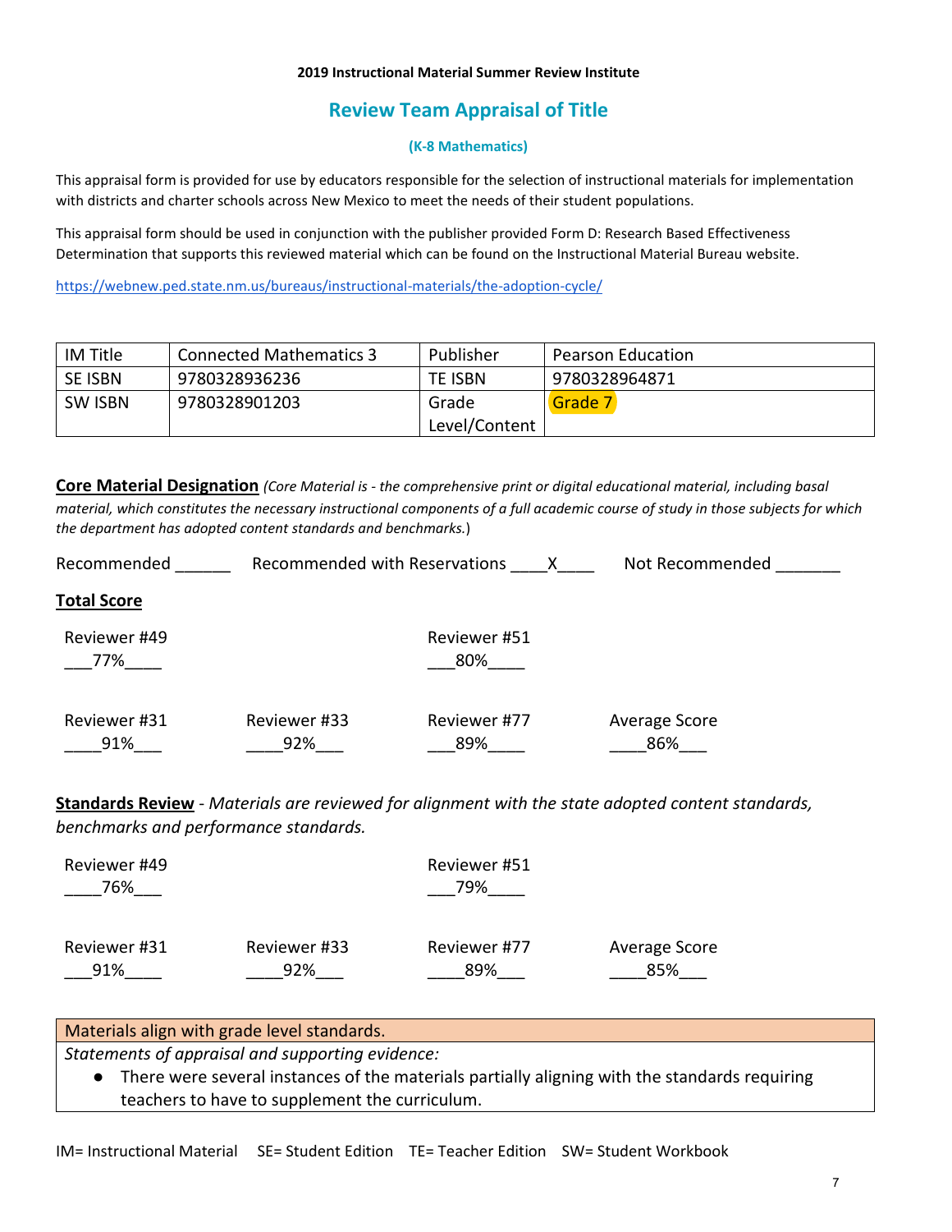**2019 Instructional Material Summer Review Institute**

## Review Team Appraisal of Title

**(K-8 Mathematics)**

This appraisal form is provided for use by educators responsible for the selection of instructional materials for implementation with districts and charter schools across New Mexico to meet the needs of their student populations.

This appraisal form should be used in conjunction with the publisher provided Form D: Research Based Effectiveness Determination that supports this reviewed material which can be found on the Instructional Material Bureau website.

https://webnew.ped.state.nm.us/bureaus/instructional-materials/the-adoption-cycle/

| IM Title | Connected Mathematics 3 | Publisher | Pearson Education |
|---|---|---|---|
| SE ISBN | 9780328936236 | TE ISBN | 9780328964871 |
| SW ISBN | 9780328901203 | Grade Level/Content | Grade 7 |

**Core Material Designation** *(Core Material is - the comprehensive print or digital educational material, including basal material, which constitutes the necessary instructional components of a full academic course of study in those subjects for which the department has adopted content standards and benchmarks.*)

Recommended ______ Recommended with Reservations ____X____ Not Recommended _______

**Total Score**

| Reviewer #49 | | Reviewer #51 | |
|---|---|---|---|
| 77% | | 80% | |
| **Reviewer #31** | **Reviewer #33** | **Reviewer #77** | **Average Score** |
| 91% | 92% | 89% | 86% |

**Standards Review** - *Materials are reviewed for alignment with the state adopted content standards, benchmarks and performance standards.*

| Reviewer #49 | | Reviewer #51 | |
|---|---|---|---|
| 76% | | 79% | |
| **Reviewer #31** | **Reviewer #33** | **Reviewer #77** | **Average Score** |
| 91% | 92% | 89% | 85% |

| Materials align with grade level standards. |
|---|
| *Statements of appraisal and supporting evidence:* <br> ● There were several instances of the materials partially aligning with the standards requiring teachers to have to supplement the curriculum. |

IM= Instructional Material SE= Student Edition TE= Teacher Edition SW= Student Workbook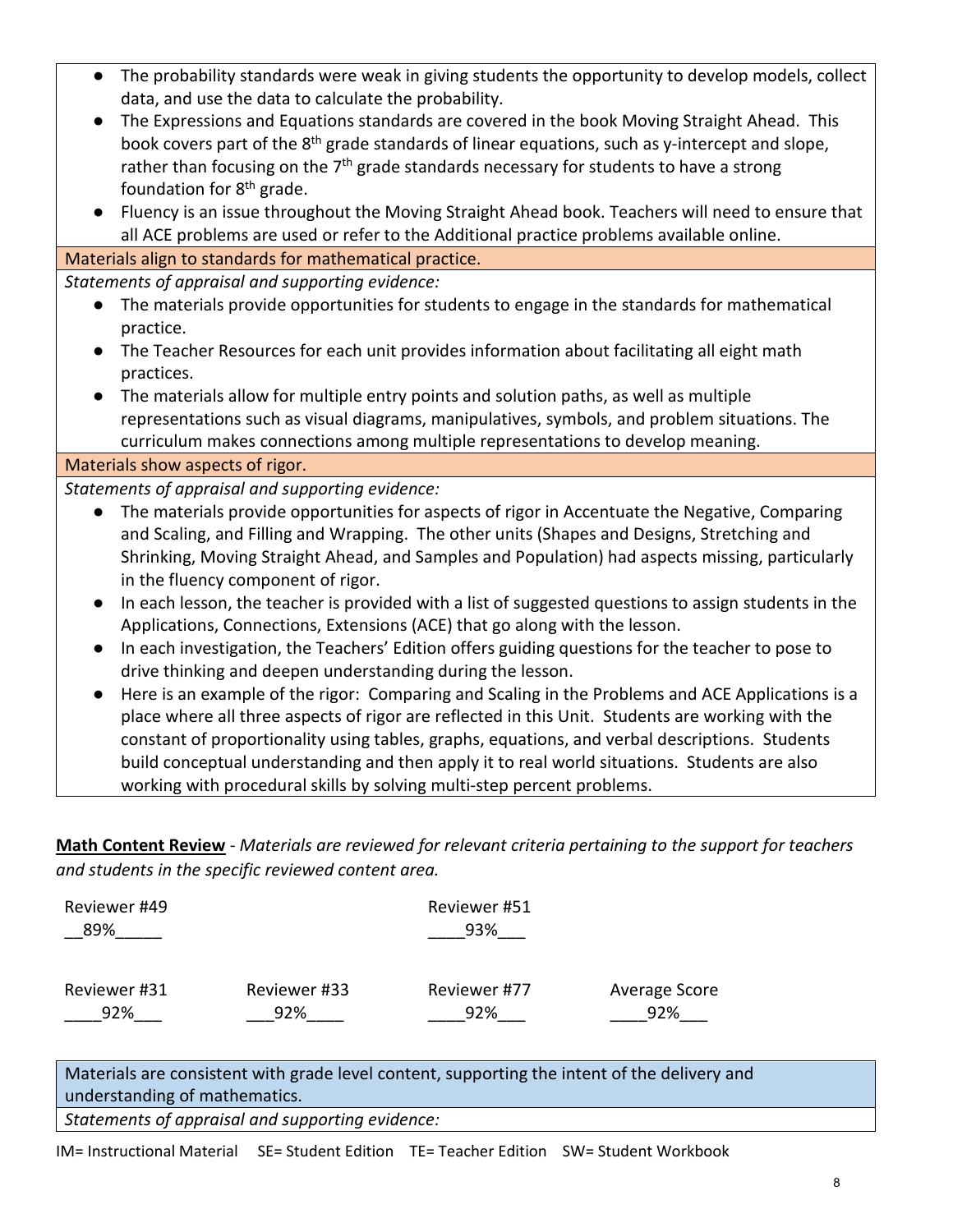- The probability standards were weak in giving students the opportunity to develop models, collect data, and use the data to calculate the probability.
- The Expressions and Equations standards are covered in the book Moving Straight Ahead. This book covers part of the 8th grade standards of linear equations, such as y-intercept and slope, rather than focusing on the 7th grade standards necessary for students to have a strong foundation for 8th grade.
- Fluency is an issue throughout the Moving Straight Ahead book. Teachers will need to ensure that all ACE problems are used or refer to the Additional practice problems available online.

Materials align to standards for mathematical practice.

*Statements of appraisal and supporting evidence:*

- The materials provide opportunities for students to engage in the standards for mathematical practice.
- The Teacher Resources for each unit provides information about facilitating all eight math practices.
- The materials allow for multiple entry points and solution paths, as well as multiple representations such as visual diagrams, manipulatives, symbols, and problem situations. The curriculum makes connections among multiple representations to develop meaning.

Materials show aspects of rigor.

*Statements of appraisal and supporting evidence:*

- The materials provide opportunities for aspects of rigor in Accentuate the Negative, Comparing and Scaling, and Filling and Wrapping. The other units (Shapes and Designs, Stretching and Shrinking, Moving Straight Ahead, and Samples and Population) had aspects missing, particularly in the fluency component of rigor.
- In each lesson, the teacher is provided with a list of suggested questions to assign students in the Applications, Connections, Extensions (ACE) that go along with the lesson.
- In each investigation, the Teachers' Edition offers guiding questions for the teacher to pose to drive thinking and deepen understanding during the lesson.
- Here is an example of the rigor: Comparing and Scaling in the Problems and ACE Applications is a place where all three aspects of rigor are reflected in this Unit. Students are working with the constant of proportionality using tables, graphs, equations, and verbal descriptions. Students build conceptual understanding and then apply it to real world situations. Students are also working with procedural skills by solving multi-step percent problems.

**Math Content Review** - *Materials are reviewed for relevant criteria pertaining to the support for teachers and students in the specific reviewed content area.*

| Reviewer #49 | | Reviewer #51 | |
|---|---|---|---|
| 89% | | 93% | |
| **Reviewer #31** | **Reviewer #33** | **Reviewer #77** | **Average Score** |
| 92% | 92% | 92% | 92% |

Materials are consistent with grade level content, supporting the intent of the delivery and understanding of mathematics.

*Statements of appraisal and supporting evidence:*

IM= Instructional Material SE= Student Edition TE= Teacher Edition SW= Student Workbook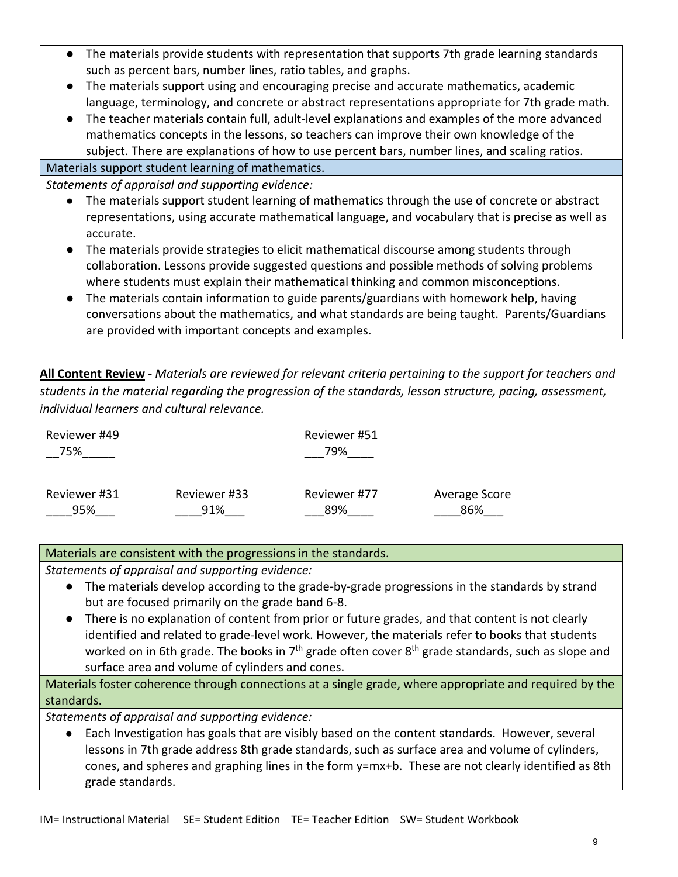- The materials provide students with representation that supports 7th grade learning standards such as percent bars, number lines, ratio tables, and graphs.
- The materials support using and encouraging precise and accurate mathematics, academic language, terminology, and concrete or abstract representations appropriate for 7th grade math.
- The teacher materials contain full, adult-level explanations and examples of the more advanced mathematics concepts in the lessons, so teachers can improve their own knowledge of the subject. There are explanations of how to use percent bars, number lines, and scaling ratios.

**Materials support student learning of mathematics.**

*Statements of appraisal and supporting evidence:*

- The materials support student learning of mathematics through the use of concrete or abstract representations, using accurate mathematical language, and vocabulary that is precise as well as accurate.
- The materials provide strategies to elicit mathematical discourse among students through collaboration. Lessons provide suggested questions and possible methods of solving problems where students must explain their mathematical thinking and common misconceptions.
- The materials contain information to guide parents/guardians with homework help, having conversations about the mathematics, and what standards are being taught. Parents/Guardians are provided with important concepts and examples.

<u>**All Content Review**</u> - *Materials are reviewed for relevant criteria pertaining to the support for teachers and students in the material regarding the progression of the standards, lesson structure, pacing, assessment, individual learners and cultural relevance.*

| Reviewer #49 | | Reviewer #51 | |
|---|---|---|---|
| 75% | | 79% | |
| **Reviewer #31** | **Reviewer #33** | **Reviewer #77** | **Average Score** |
| 95% | 91% | 89% | 86% |

**Materials are consistent with the progressions in the standards.**

*Statements of appraisal and supporting evidence:*

- The materials develop according to the grade-by-grade progressions in the standards by strand but are focused primarily on the grade band 6-8.
- There is no explanation of content from prior or future grades, and that content is not clearly identified and related to grade-level work. However, the materials refer to books that students worked on in 6th grade. The books in 7th grade often cover 8th grade standards, such as slope and surface area and volume of cylinders and cones.

**Materials foster coherence through connections at a single grade, where appropriate and required by the standards.**

*Statements of appraisal and supporting evidence:*

- Each Investigation has goals that are visibly based on the content standards. However, several lessons in 7th grade address 8th grade standards, such as surface area and volume of cylinders, cones, and spheres and graphing lines in the form $y=mx+b$. These are not clearly identified as 8th grade standards.

IM= Instructional Material SE= Student Edition TE= Teacher Edition SW= Student Workbook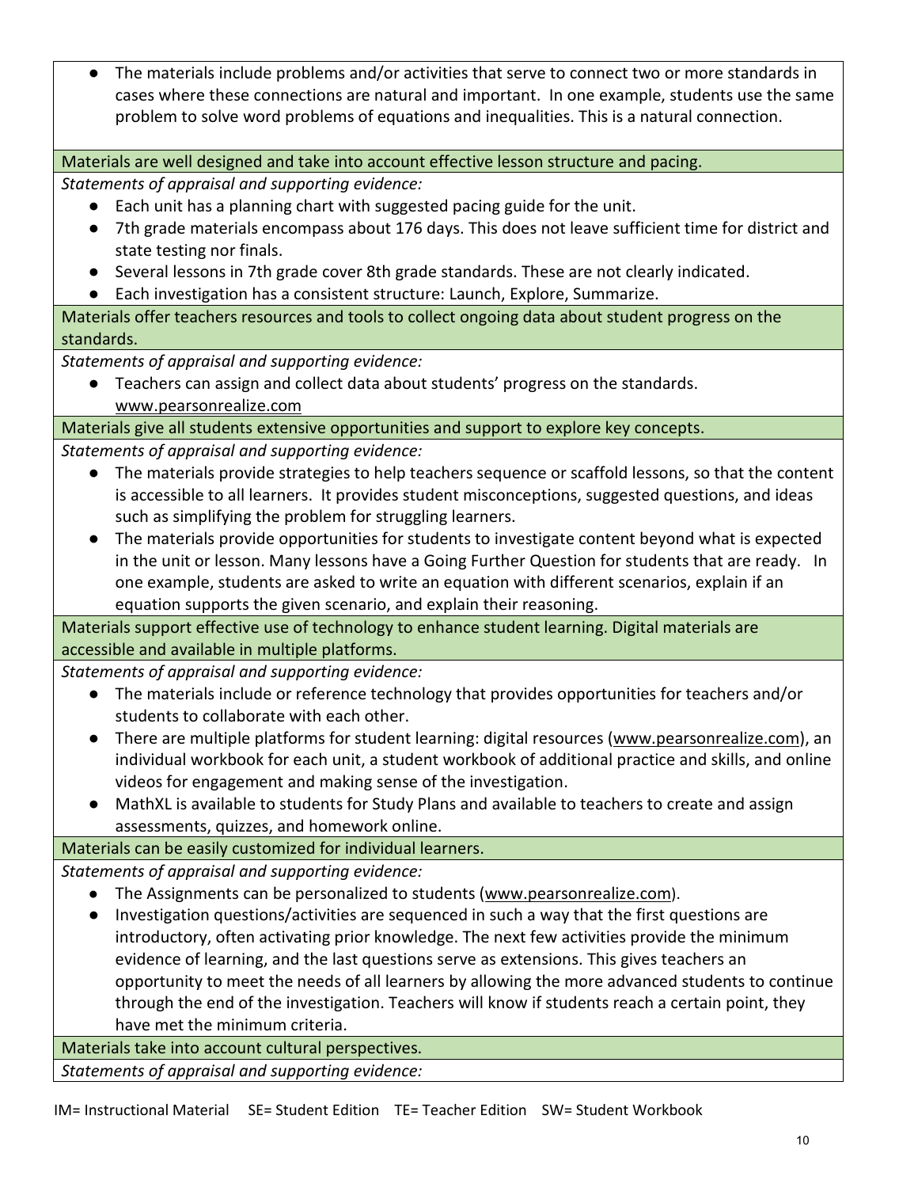- The materials include problems and/or activities that serve to connect two or more standards in cases where these connections are natural and important. In one example, students use the same problem to solve word problems of equations and inequalities. This is a natural connection.

**Materials are well designed and take into account effective lesson structure and pacing.**

*Statements of appraisal and supporting evidence:*

- Each unit has a planning chart with suggested pacing guide for the unit.
- 7th grade materials encompass about 176 days. This does not leave sufficient time for district and state testing nor finals.
- Several lessons in 7th grade cover 8th grade standards. These are not clearly indicated.
- Each investigation has a consistent structure: Launch, Explore, Summarize.

**Materials offer teachers resources and tools to collect ongoing data about student progress on the standards.**

*Statements of appraisal and supporting evidence:*

- Teachers can assign and collect data about students' progress on the standards. www.pearsonrealize.com

**Materials give all students extensive opportunities and support to explore key concepts.**

*Statements of appraisal and supporting evidence:*

- The materials provide strategies to help teachers sequence or scaffold lessons, so that the content is accessible to all learners. It provides student misconceptions, suggested questions, and ideas such as simplifying the problem for struggling learners.
- The materials provide opportunities for students to investigate content beyond what is expected in the unit or lesson. Many lessons have a Going Further Question for students that are ready. In one example, students are asked to write an equation with different scenarios, explain if an equation supports the given scenario, and explain their reasoning.

**Materials support effective use of technology to enhance student learning. Digital materials are accessible and available in multiple platforms.**

*Statements of appraisal and supporting evidence:*

- The materials include or reference technology that provides opportunities for teachers and/or students to collaborate with each other.
- There are multiple platforms for student learning: digital resources (www.pearsonrealize.com), an individual workbook for each unit, a student workbook of additional practice and skills, and online videos for engagement and making sense of the investigation.
- MathXL is available to students for Study Plans and available to teachers to create and assign assessments, quizzes, and homework online.

**Materials can be easily customized for individual learners.**

*Statements of appraisal and supporting evidence:*

- The Assignments can be personalized to students (www.pearsonrealize.com).
- Investigation questions/activities are sequenced in such a way that the first questions are introductory, often activating prior knowledge. The next few activities provide the minimum evidence of learning, and the last questions serve as extensions. This gives teachers an opportunity to meet the needs of all learners by allowing the more advanced students to continue through the end of the investigation. Teachers will know if students reach a certain point, they have met the minimum criteria.

**Materials take into account cultural perspectives.**

*Statements of appraisal and supporting evidence:*

IM= Instructional Material SE= Student Edition TE= Teacher Edition SW= Student Workbook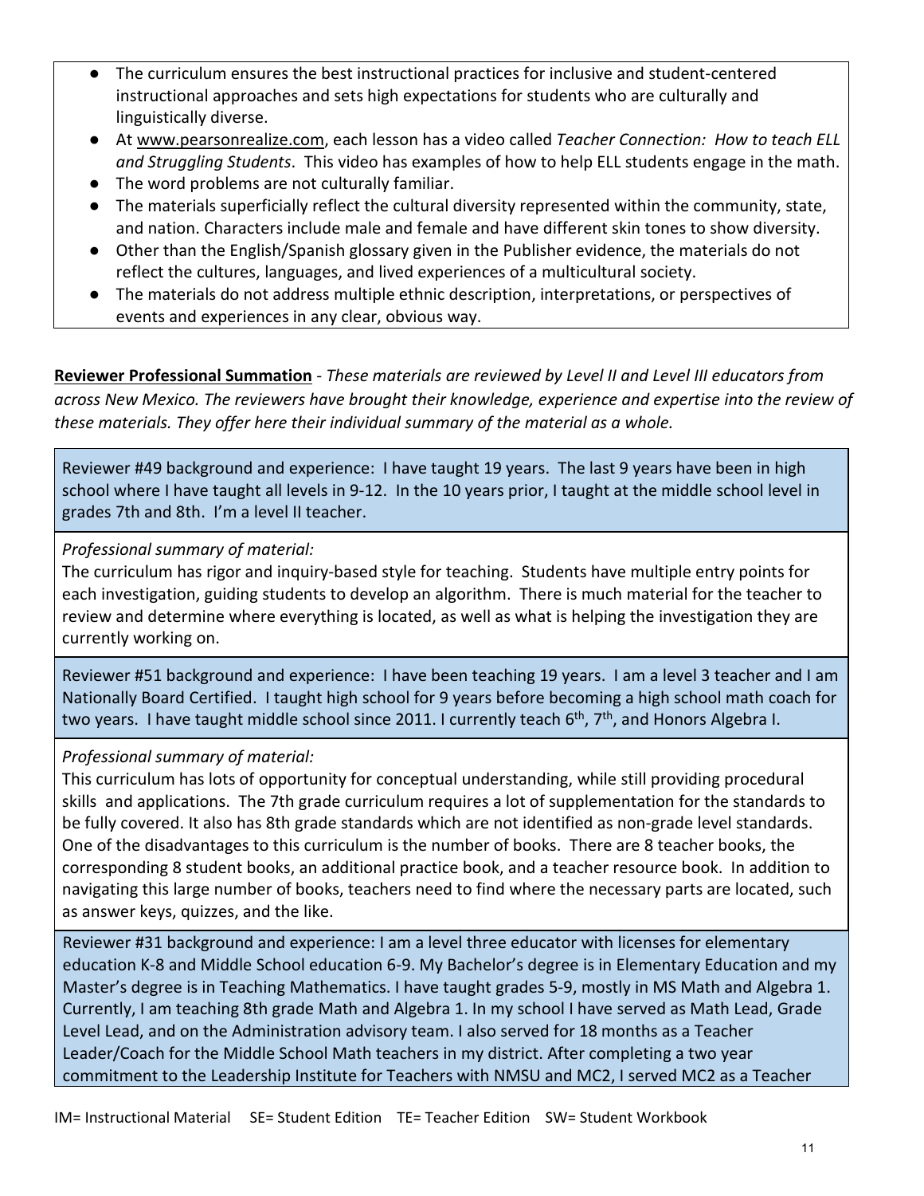- The curriculum ensures the best instructional practices for inclusive and student-centered instructional approaches and sets high expectations for students who are culturally and linguistically diverse.
- At www.pearsonrealize.com, each lesson has a video called *Teacher Connection: How to teach ELL and Struggling Students*. This video has examples of how to help ELL students engage in the math.
- The word problems are not culturally familiar.
- The materials superficially reflect the cultural diversity represented within the community, state, and nation. Characters include male and female and have different skin tones to show diversity.
- Other than the English/Spanish glossary given in the Publisher evidence, the materials do not reflect the cultures, languages, and lived experiences of a multicultural society.
- The materials do not address multiple ethnic description, interpretations, or perspectives of events and experiences in any clear, obvious way.

**Reviewer Professional Summation** - *These materials are reviewed by Level II and Level III educators from across New Mexico. The reviewers have brought their knowledge, experience and expertise into the review of these materials. They offer here their individual summary of the material as a whole.*

Reviewer #49 background and experience: I have taught 19 years. The last 9 years have been in high school where I have taught all levels in 9-12. In the 10 years prior, I taught at the middle school level in grades 7th and 8th. I'm a level II teacher.

*Professional summary of material:*

The curriculum has rigor and inquiry-based style for teaching. Students have multiple entry points for each investigation, guiding students to develop an algorithm. There is much material for the teacher to review and determine where everything is located, as well as what is helping the investigation they are currently working on.

Reviewer #51 background and experience: I have been teaching 19 years. I am a level 3 teacher and I am Nationally Board Certified. I taught high school for 9 years before becoming a high school math coach for two years. I have taught middle school since 2011. I currently teach 6th, 7th, and Honors Algebra I.

*Professional summary of material:*

This curriculum has lots of opportunity for conceptual understanding, while still providing procedural skills and applications. The 7th grade curriculum requires a lot of supplementation for the standards to be fully covered. It also has 8th grade standards which are not identified as non-grade level standards. One of the disadvantages to this curriculum is the number of books. There are 8 teacher books, the corresponding 8 student books, an additional practice book, and a teacher resource book. In addition to navigating this large number of books, teachers need to find where the necessary parts are located, such as answer keys, quizzes, and the like.

Reviewer #31 background and experience: I am a level three educator with licenses for elementary education K-8 and Middle School education 6-9. My Bachelor's degree is in Elementary Education and my Master's degree is in Teaching Mathematics. I have taught grades 5-9, mostly in MS Math and Algebra 1. Currently, I am teaching 8th grade Math and Algebra 1. In my school I have served as Math Lead, Grade Level Lead, and on the Administration advisory team. I also served for 18 months as a Teacher Leader/Coach for the Middle School Math teachers in my district. After completing a two year commitment to the Leadership Institute for Teachers with NMSU and MC2, I served MC2 as a Teacher

IM= Instructional Material SE= Student Edition TE= Teacher Edition SW= Student Workbook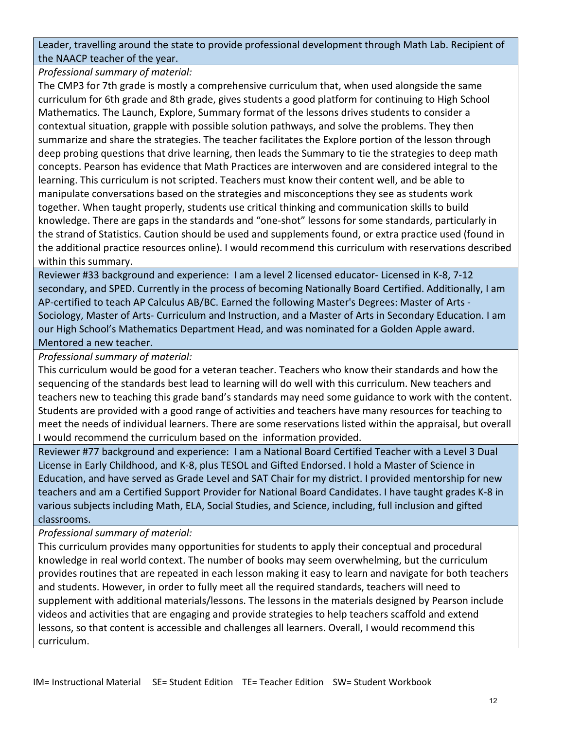Leader, travelling around the state to provide professional development through Math Lab. Recipient of the NAACP teacher of the year.

*Professional summary of material:*

The CMP3 for 7th grade is mostly a comprehensive curriculum that, when used alongside the same curriculum for 6th grade and 8th grade, gives students a good platform for continuing to High School Mathematics. The Launch, Explore, Summary format of the lessons drives students to consider a contextual situation, grapple with possible solution pathways, and solve the problems. They then summarize and share the strategies. The teacher facilitates the Explore portion of the lesson through deep probing questions that drive learning, then leads the Summary to tie the strategies to deep math concepts. Pearson has evidence that Math Practices are interwoven and are considered integral to the learning. This curriculum is not scripted. Teachers must know their content well, and be able to manipulate conversations based on the strategies and misconceptions they see as students work together. When taught properly, students use critical thinking and communication skills to build knowledge. There are gaps in the standards and "one-shot" lessons for some standards, particularly in the strand of Statistics. Caution should be used and supplements found, or extra practice used (found in the additional practice resources online). I would recommend this curriculum with reservations described within this summary.

Reviewer #33 background and experience: I am a level 2 licensed educator- Licensed in K-8, 7-12 secondary, and SPED. Currently in the process of becoming Nationally Board Certified. Additionally, I am AP-certified to teach AP Calculus AB/BC. Earned the following Master's Degrees: Master of Arts - Sociology, Master of Arts- Curriculum and Instruction, and a Master of Arts in Secondary Education. I am our High School's Mathematics Department Head, and was nominated for a Golden Apple award. Mentored a new teacher.

*Professional summary of material:*

This curriculum would be good for a veteran teacher. Teachers who know their standards and how the sequencing of the standards best lead to learning will do well with this curriculum. New teachers and teachers new to teaching this grade band's standards may need some guidance to work with the content. Students are provided with a good range of activities and teachers have many resources for teaching to meet the needs of individual learners. There are some reservations listed within the appraisal, but overall I would recommend the curriculum based on the information provided.

Reviewer #77 background and experience: I am a National Board Certified Teacher with a Level 3 Dual License in Early Childhood, and K-8, plus TESOL and Gifted Endorsed. I hold a Master of Science in Education, and have served as Grade Level and SAT Chair for my district. I provided mentorship for new teachers and am a Certified Support Provider for National Board Candidates. I have taught grades K-8 in various subjects including Math, ELA, Social Studies, and Science, including, full inclusion and gifted classrooms.

*Professional summary of material:*

This curriculum provides many opportunities for students to apply their conceptual and procedural knowledge in real world context. The number of books may seem overwhelming, but the curriculum provides routines that are repeated in each lesson making it easy to learn and navigate for both teachers and students. However, in order to fully meet all the required standards, teachers will need to supplement with additional materials/lessons. The lessons in the materials designed by Pearson include videos and activities that are engaging and provide strategies to help teachers scaffold and extend lessons, so that content is accessible and challenges all learners. Overall, I would recommend this curriculum.

IM= Instructional Material SE= Student Edition TE= Teacher Edition SW= Student Workbook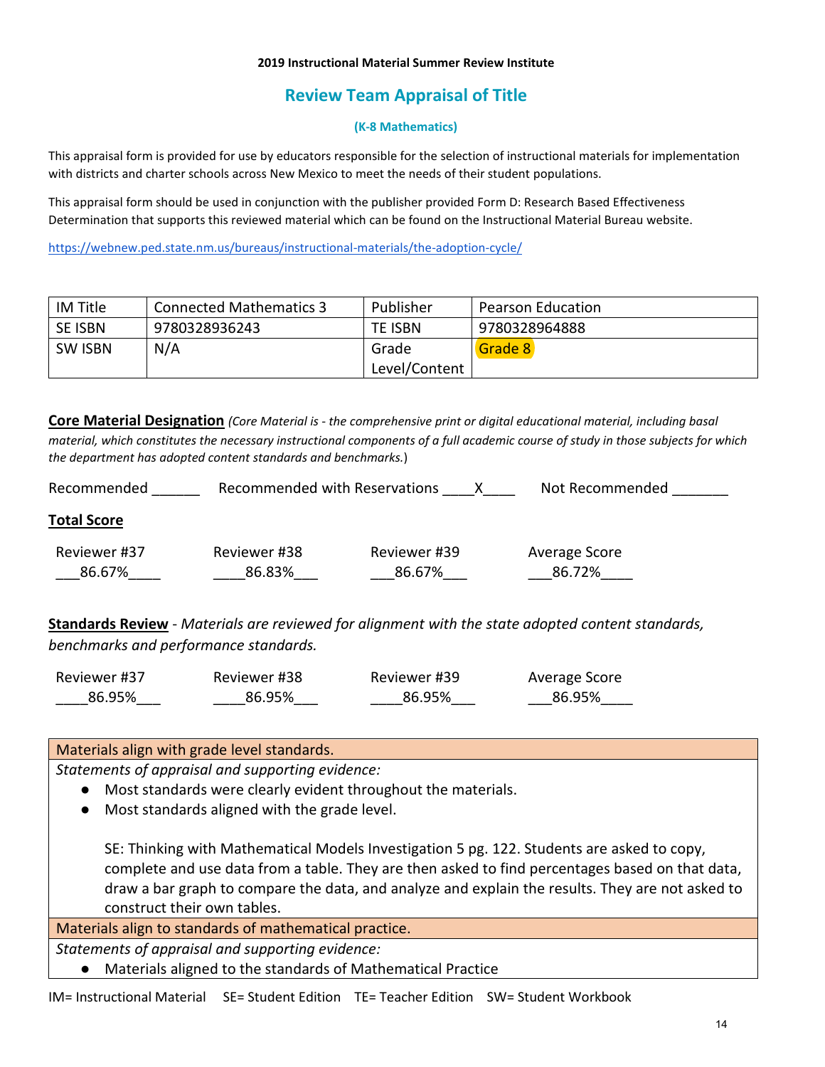**2019 Instructional Material Summer Review Institute**

# Review Team Appraisal of Title

### (K-8 Mathematics)

This appraisal form is provided for use by educators responsible for the selection of instructional materials for implementation with districts and charter schools across New Mexico to meet the needs of their student populations.

This appraisal form should be used in conjunction with the publisher provided Form D: Research Based Effectiveness Determination that supports this reviewed material which can be found on the Instructional Material Bureau website.

https://webnew.ped.state.nm.us/bureaus/instructional-materials/the-adoption-cycle/

| IM Title | Connected Mathematics 3 | Publisher | Pearson Education |
|---|---|---|---|
| SE ISBN | 9780328936243 | TE ISBN | 9780328964888 |
| SW ISBN | N/A | Grade Level/Content | Grade 8 |

**Core Material Designation** *(Core Material is - the comprehensive print or digital educational material, including basal material, which constitutes the necessary instructional components of a full academic course of study in those subjects for which the department has adopted content standards and benchmarks.)*

Recommended ______ Recommended with Reservations ____X____ Not Recommended _______

**Total Score**

| Reviewer #37 | Reviewer #38 | Reviewer #39 | Average Score |
|---|---|---|---|
| 86.67% | 86.83% | 86.67% | 86.72% |

**Standards Review** - *Materials are reviewed for alignment with the state adopted content standards, benchmarks and performance standards.*

| Reviewer #37 | Reviewer #38 | Reviewer #39 | Average Score |
|---|---|---|---|
| 86.95% | 86.95% | 86.95% | 86.95% |

**Materials align with grade level standards.**

*Statements of appraisal and supporting evidence:*

- Most standards were clearly evident throughout the materials.
- Most standards aligned with the grade level.

  SE: Thinking with Mathematical Models Investigation 5 pg. 122. Students are asked to copy, complete and use data from a table. They are then asked to find percentages based on that data, draw a bar graph to compare the data, and analyze and explain the results. They are not asked to construct their own tables.

**Materials align to standards of mathematical practice.**

*Statements of appraisal and supporting evidence:*

- Materials aligned to the standards of Mathematical Practice

IM= Instructional Material SE= Student Edition TE= Teacher Edition SW= Student Workbook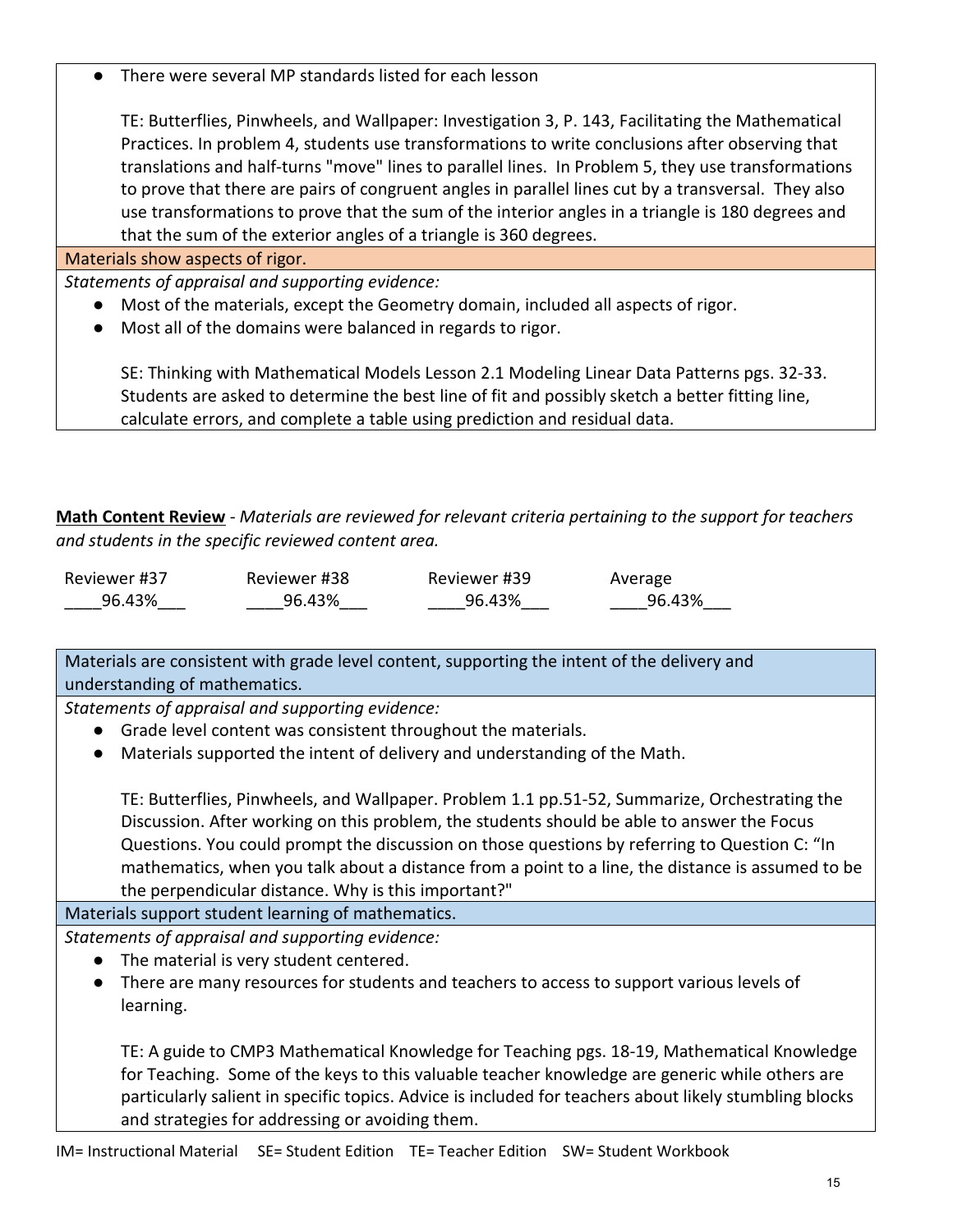- There were several MP standards listed for each lesson

  TE: Butterflies, Pinwheels, and Wallpaper: Investigation 3, P. 143, Facilitating the Mathematical Practices. In problem 4, students use transformations to write conclusions after observing that translations and half-turns "move" lines to parallel lines. In Problem 5, they use transformations to prove that there are pairs of congruent angles in parallel lines cut by a transversal. They also use transformations to prove that the sum of the interior angles in a triangle is 180 degrees and that the sum of the exterior angles of a triangle is 360 degrees.

**Materials show aspects of rigor.**

*Statements of appraisal and supporting evidence:*

- Most of the materials, except the Geometry domain, included all aspects of rigor.
- Most all of the domains were balanced in regards to rigor.

  SE: Thinking with Mathematical Models Lesson 2.1 Modeling Linear Data Patterns pgs. 32-33. Students are asked to determine the best line of fit and possibly sketch a better fitting line, calculate errors, and complete a table using prediction and residual data.

**Math Content Review** - *Materials are reviewed for relevant criteria pertaining to the support for teachers and students in the specific reviewed content area.*

| Reviewer #37 | Reviewer #38 | Reviewer #39 | Average |
|---|---|---|---|
| 96.43% | 96.43% | 96.43% | 96.43% |

**Materials are consistent with grade level content, supporting the intent of the delivery and understanding of mathematics.**

*Statements of appraisal and supporting evidence:*

- Grade level content was consistent throughout the materials.
- Materials supported the intent of delivery and understanding of the Math.

  TE: Butterflies, Pinwheels, and Wallpaper. Problem 1.1 pp.51-52, Summarize, Orchestrating the Discussion. After working on this problem, the students should be able to answer the Focus Questions. You could prompt the discussion on those questions by referring to Question C: "In mathematics, when you talk about a distance from a point to a line, the distance is assumed to be the perpendicular distance. Why is this important?"

**Materials support student learning of mathematics.**

*Statements of appraisal and supporting evidence:*

- The material is very student centered.
- There are many resources for students and teachers to access to support various levels of learning.

  TE: A guide to CMP3 Mathematical Knowledge for Teaching pgs. 18-19, Mathematical Knowledge for Teaching. Some of the keys to this valuable teacher knowledge are generic while others are particularly salient in specific topics. Advice is included for teachers about likely stumbling blocks and strategies for addressing or avoiding them.

IM= Instructional Material SE= Student Edition TE= Teacher Edition SW= Student Workbook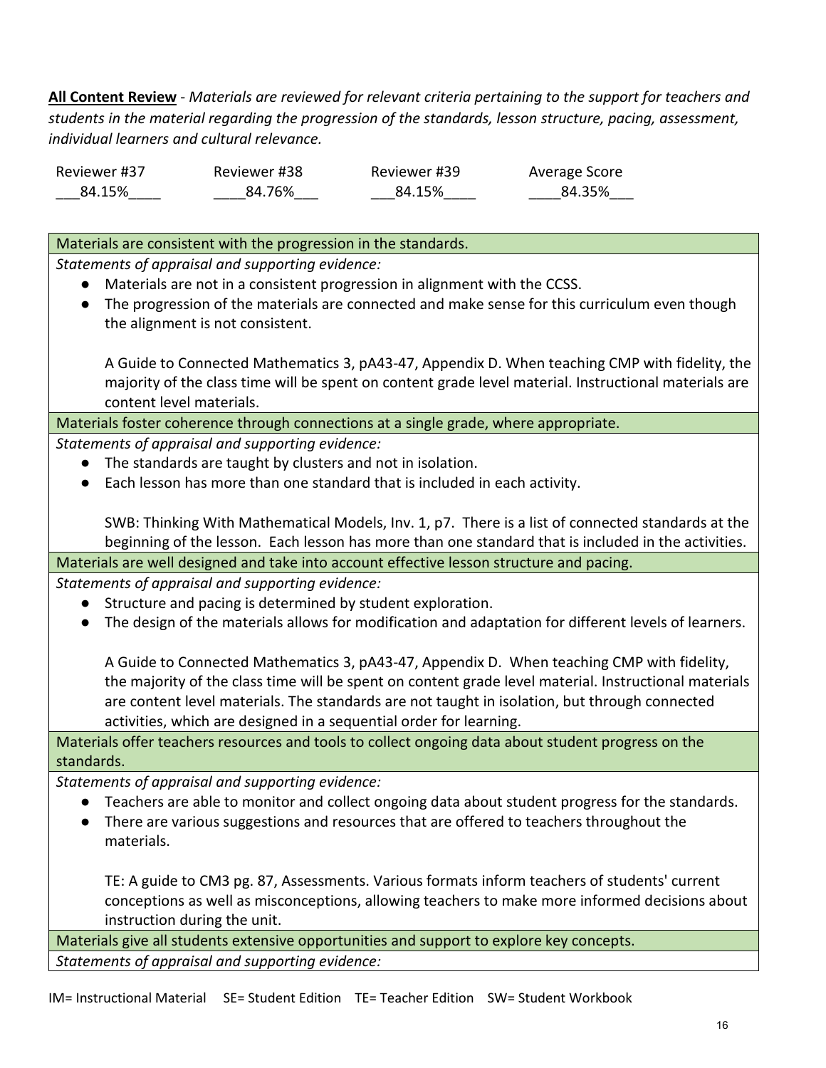**All Content Review** - *Materials are reviewed for relevant criteria pertaining to the support for teachers and students in the material regarding the progression of the standards, lesson structure, pacing, assessment, individual learners and cultural relevance.*

| Reviewer #37 | Reviewer #38 | Reviewer #39 | Average Score |
|---|---|---|---|
| 84.15% | 84.76% | 84.15% | 84.35% |

| Materials are consistent with the progression in the standards. |
|---|
| *Statements of appraisal and supporting evidence:*<br>● Materials are not in a consistent progression in alignment with the CCSS.<br>● The progression of the materials are connected and make sense for this curriculum even though the alignment is not consistent.<br><br>A Guide to Connected Mathematics 3, pA43-47, Appendix D. When teaching CMP with fidelity, the majority of the class time will be spent on content grade level material. Instructional materials are content level materials. |
| **Materials foster coherence through connections at a single grade, where appropriate.** |
| *Statements of appraisal and supporting evidence:*<br>● The standards are taught by clusters and not in isolation.<br>● Each lesson has more than one standard that is included in each activity.<br><br>SWB: Thinking With Mathematical Models, Inv. 1, p7. There is a list of connected standards at the beginning of the lesson. Each lesson has more than one standard that is included in the activities. |
| **Materials are well designed and take into account effective lesson structure and pacing.** |
| *Statements of appraisal and supporting evidence:*<br>● Structure and pacing is determined by student exploration.<br>● The design of the materials allows for modification and adaptation for different levels of learners.<br><br>A Guide to Connected Mathematics 3, pA43-47, Appendix D. When teaching CMP with fidelity, the majority of the class time will be spent on content grade level material. Instructional materials are content level materials. The standards are not taught in isolation, but through connected activities, which are designed in a sequential order for learning. |
| **Materials offer teachers resources and tools to collect ongoing data about student progress on the standards.** |
| *Statements of appraisal and supporting evidence:*<br>● Teachers are able to monitor and collect ongoing data about student progress for the standards.<br>● There are various suggestions and resources that are offered to teachers throughout the materials.<br><br>TE: A guide to CM3 pg. 87, Assessments. Various formats inform teachers of students' current conceptions as well as misconceptions, allowing teachers to make more informed decisions about instruction during the unit. |
| **Materials give all students extensive opportunities and support to explore key concepts.** |
| *Statements of appraisal and supporting evidence:* |

IM= Instructional Material SE= Student Edition TE= Teacher Edition SW= Student Workbook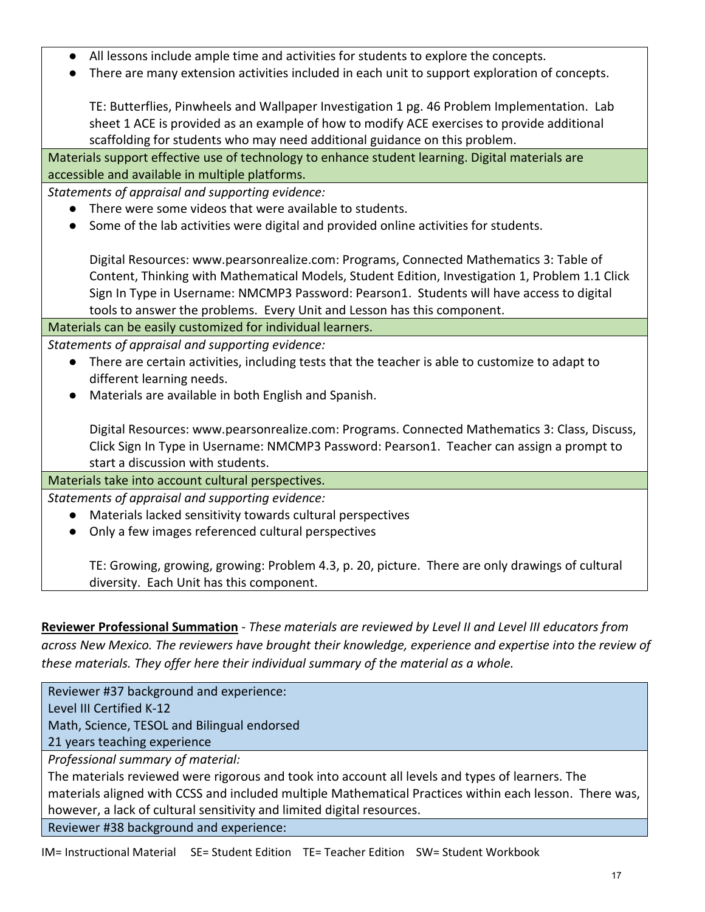- All lessons include ample time and activities for students to explore the concepts.
- There are many extension activities included in each unit to support exploration of concepts.

  TE: Butterflies, Pinwheels and Wallpaper Investigation 1 pg. 46 Problem Implementation. Lab sheet 1 ACE is provided as an example of how to modify ACE exercises to provide additional scaffolding for students who may need additional guidance on this problem.

**Materials support effective use of technology to enhance student learning. Digital materials are accessible and available in multiple platforms.**

*Statements of appraisal and supporting evidence:*

- There were some videos that were available to students.
- Some of the lab activities were digital and provided online activities for students.

  Digital Resources: www.pearsonrealize.com: Programs, Connected Mathematics 3: Table of Content, Thinking with Mathematical Models, Student Edition, Investigation 1, Problem 1.1 Click Sign In Type in Username: NMCMP3 Password: Pearson1. Students will have access to digital tools to answer the problems. Every Unit and Lesson has this component.

**Materials can be easily customized for individual learners.**

*Statements of appraisal and supporting evidence:*

- There are certain activities, including tests that the teacher is able to customize to adapt to different learning needs.
- Materials are available in both English and Spanish.

  Digital Resources: www.pearsonrealize.com: Programs. Connected Mathematics 3: Class, Discuss, Click Sign In Type in Username: NMCMP3 Password: Pearson1. Teacher can assign a prompt to start a discussion with students.

**Materials take into account cultural perspectives.**

*Statements of appraisal and supporting evidence:*

- Materials lacked sensitivity towards cultural perspectives
- Only a few images referenced cultural perspectives

  TE: Growing, growing, growing: Problem 4.3, p. 20, picture. There are only drawings of cultural diversity. Each Unit has this component.

**Reviewer Professional Summation** - *These materials are reviewed by Level II and Level III educators from across New Mexico. The reviewers have brought their knowledge, experience and expertise into the review of these materials. They offer here their individual summary of the material as a whole.*

Reviewer #37 background and experience:
Level III Certified K-12
Math, Science, TESOL and Bilingual endorsed
21 years teaching experience

*Professional summary of material:*

The materials reviewed were rigorous and took into account all levels and types of learners. The materials aligned with CCSS and included multiple Mathematical Practices within each lesson. There was, however, a lack of cultural sensitivity and limited digital resources.

Reviewer #38 background and experience:

IM= Instructional Material SE= Student Edition TE= Teacher Edition SW= Student Workbook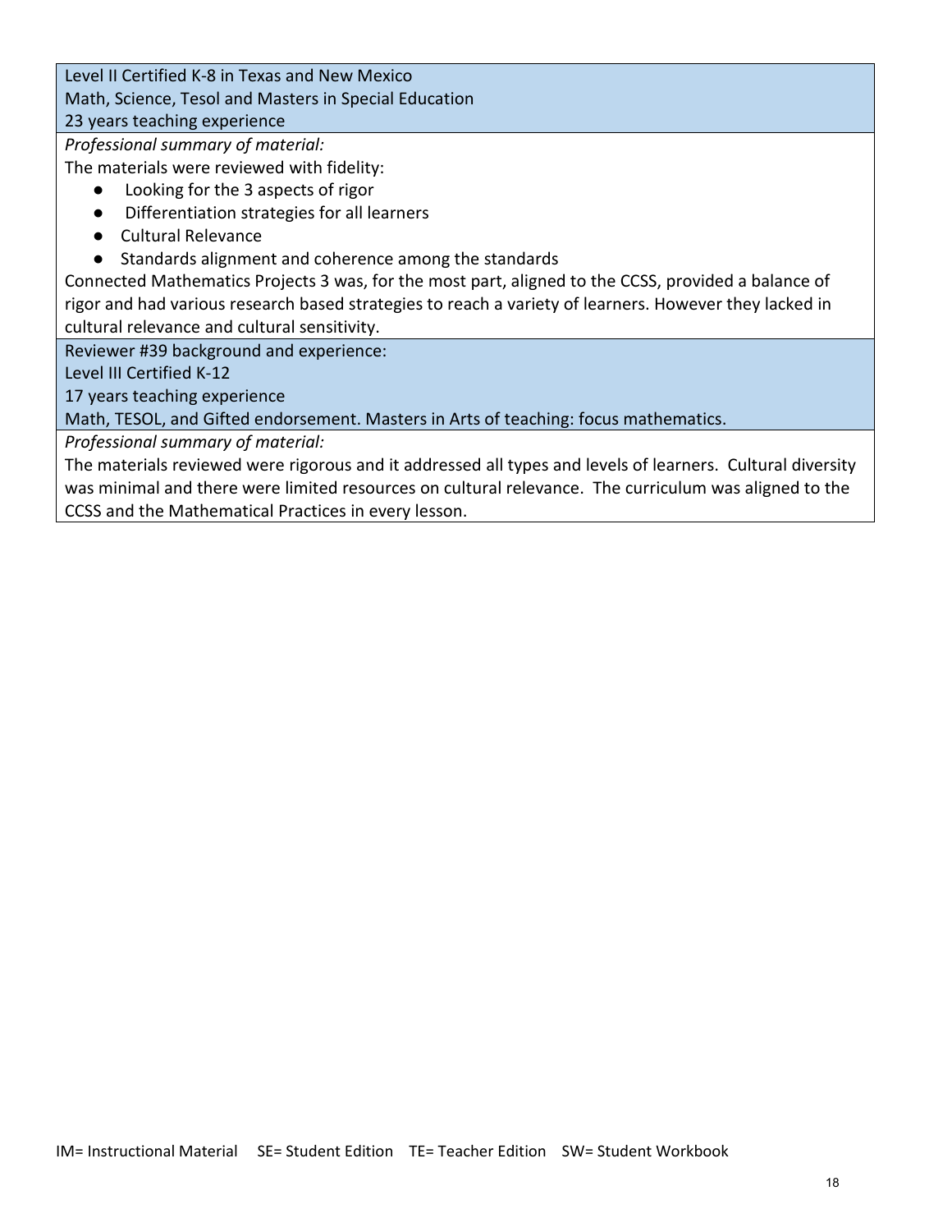Level II Certified K-8 in Texas and New Mexico
Math, Science, Tesol and Masters in Special Education
23 years teaching experience

*Professional summary of material:*

The materials were reviewed with fidelity:

- Looking for the 3 aspects of rigor
- Differentiation strategies for all learners
- Cultural Relevance
- Standards alignment and coherence among the standards

Connected Mathematics Projects 3 was, for the most part, aligned to the CCSS, provided a balance of rigor and had various research based strategies to reach a variety of learners. However they lacked in cultural relevance and cultural sensitivity.

Reviewer #39 background and experience:
Level III Certified K-12
17 years teaching experience
Math, TESOL, and Gifted endorsement. Masters in Arts of teaching: focus mathematics.

*Professional summary of material:*

The materials reviewed were rigorous and it addressed all types and levels of learners. Cultural diversity was minimal and there were limited resources on cultural relevance. The curriculum was aligned to the CCSS and the Mathematical Practices in every lesson.

IM= Instructional Material SE= Student Edition TE= Teacher Edition SW= Student Workbook